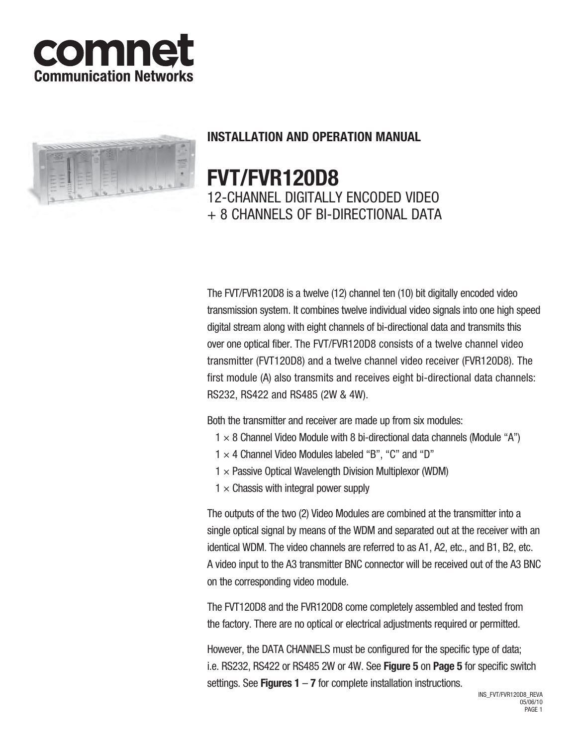comnet
Communication Networks

## INSTALLATION AND OPERATION MANUAL

# FVT/FVR120D8

12-CHANNEL DIGITALLY ENCODED VIDEO
+ 8 CHANNELS OF BI-DIRECTIONAL DATA

The FVT/FVR120D8 is a twelve (12) channel ten (10) bit digitally encoded video transmission system. It combines twelve individual video signals into one high speed digital stream along with eight channels of bi-directional data and transmits this over one optical fiber. The FVT/FVR120D8 consists of a twelve channel video transmitter (FVT120D8) and a twelve channel video receiver (FVR120D8). The first module (A) also transmits and receives eight bi-directional data channels: RS232, RS422 and RS485 (2W & 4W).

Both the transmitter and receiver are made up from six modules:

- 1 × 8 Channel Video Module with 8 bi-directional data channels (Module "A")
- 1 × 4 Channel Video Modules labeled "B", "C" and "D"
- 1 × Passive Optical Wavelength Division Multiplexor (WDM)
- 1 × Chassis with integral power supply

The outputs of the two (2) Video Modules are combined at the transmitter into a single optical signal by means of the WDM and separated out at the receiver with an identical WDM. The video channels are referred to as A1, A2, etc., and B1, B2, etc. A video input to the A3 transmitter BNC connector will be received out of the A3 BNC on the corresponding video module.

The FVT120D8 and the FVR120D8 come completely assembled and tested from the factory. There are no optical or electrical adjustments required or permitted.

However, the DATA CHANNELS must be configured for the specific type of data; i.e. RS232, RS422 or RS485 2W or 4W. See **Figure 5** on **Page 5** for specific switch settings. See **Figures 1** – **7** for complete installation instructions.

INS_FVT/FVR120D8_REVA
05/06/10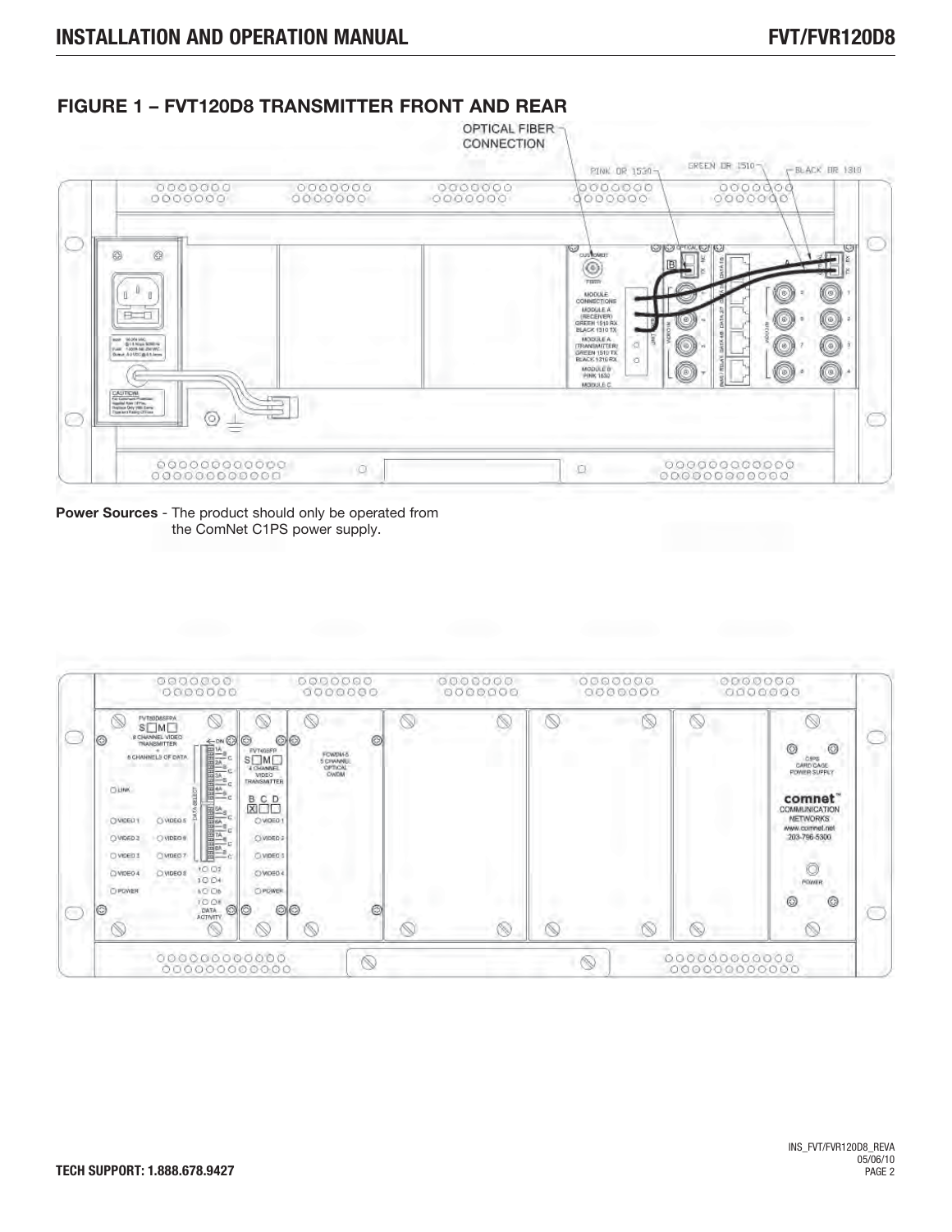## FIGURE 1 – FVT120D8 TRANSMITTER FRONT AND REAR

**Power Sources** - The product should only be operated from the ComNet C1PS power supply.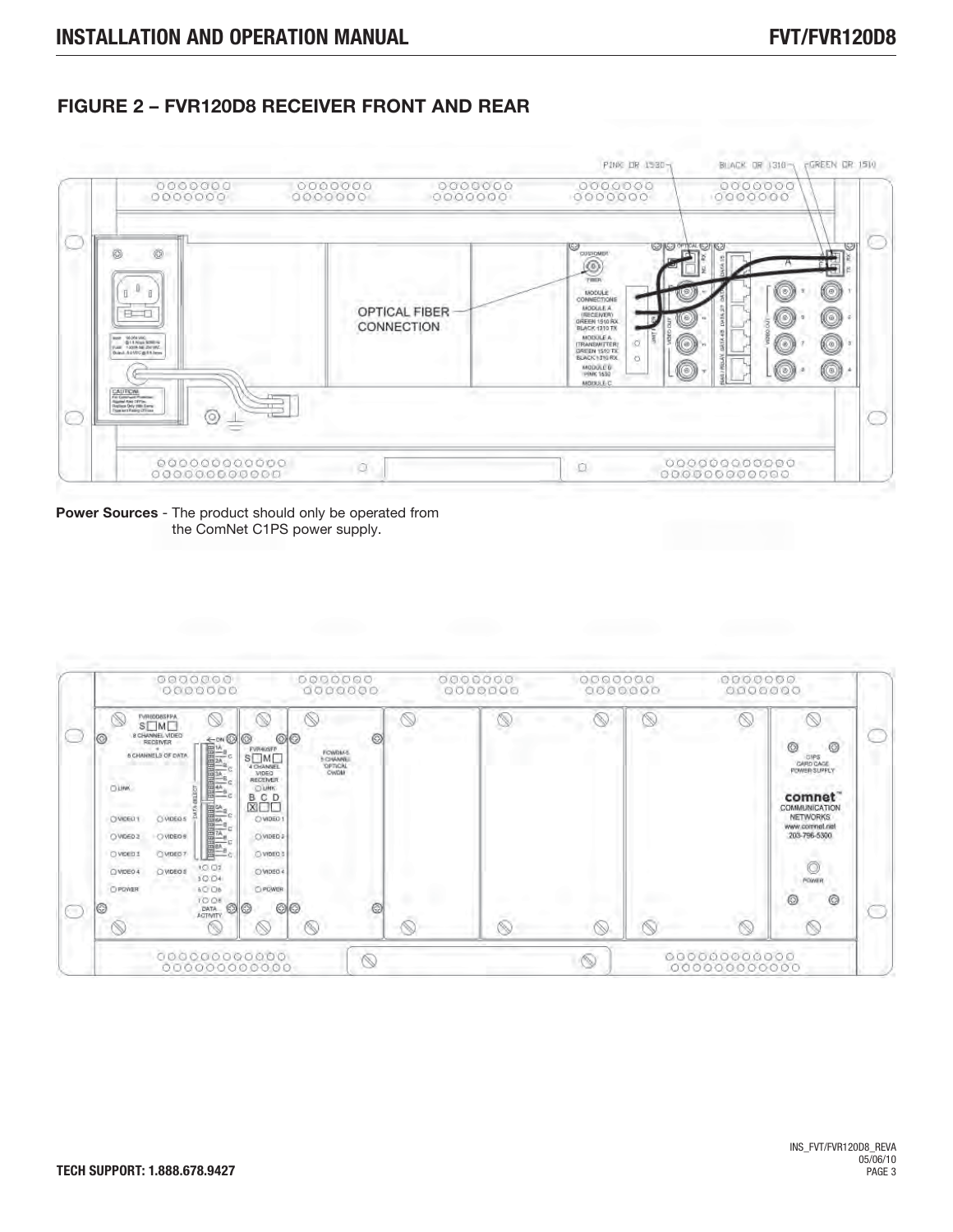## FIGURE 2 – FVR120D8 RECEIVER FRONT AND REAR

**Power Sources** - The product should only be operated from the ComNet C1PS power supply.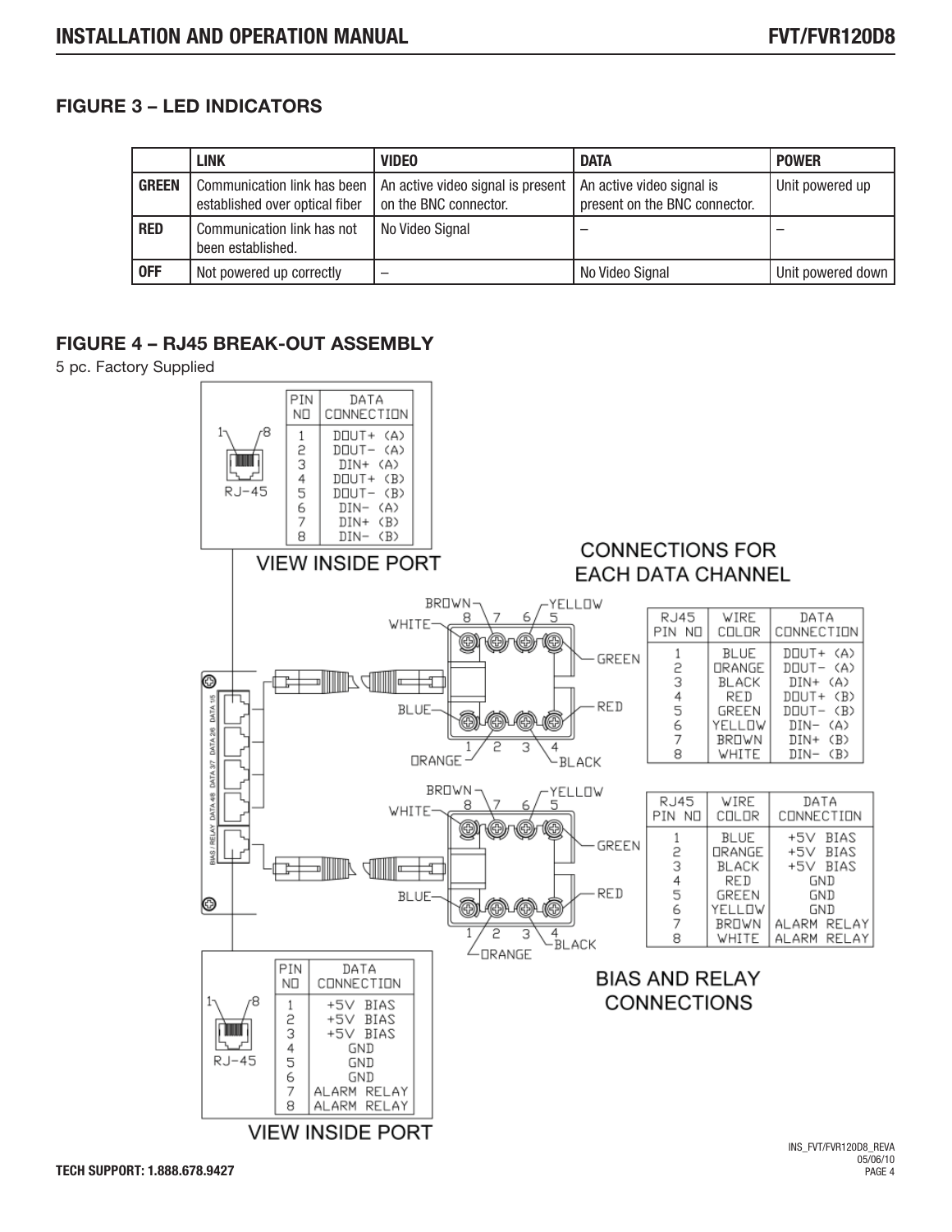## FIGURE 3 – LED INDICATORS

| | LINK | VIDEO | DATA | POWER |
|---|---|---|---|---|
| **GREEN** | Communication link has been established over optical fiber | An active video signal is present on the BNC connector. | An active video signal is present on the BNC connector. | Unit powered up |
| **RED** | Communication link has not been established. | No Video Signal | – | – |
| **OFF** | Not powered up correctly | – | No Video Signal | Unit powered down |

## FIGURE 4 – RJ45 BREAK-OUT ASSEMBLY

5 pc. Factory Supplied

**VIEW INSIDE PORT**

| PIN NO | DATA CONNECTION |
|---|---|
| 1 | DOUT+ (A) |
| 2 | DOUT- (A) |
| 3 | DIN+ (A) |
| 4 | DOUT+ (B) |
| 5 | DOUT- (B) |
| 6 | DIN- (A) |
| 7 | DIN+ (B) |
| 8 | DIN- (B) |

**CONNECTIONS FOR EACH DATA CHANNEL**

| RJ45 PIN NO | WIRE COLOR | DATA CONNECTION |
|---|---|---|
| 1 | BLUE | DOUT+ (A) |
| 2 | ORANGE | DOUT- (A) |
| 3 | BLACK | DIN+ (A) |
| 4 | RED | DOUT+ (B) |
| 5 | GREEN | DOUT- (B) |
| 6 | YELLOW | DIN- (A) |
| 7 | BROWN | DIN+ (B) |
| 8 | WHITE | DIN- (B) |

**BIAS AND RELAY CONNECTIONS**

| RJ45 PIN NO | WIRE COLOR | DATA CONNECTION |
|---|---|---|
| 1 | BLUE | +5V BIAS |
| 2 | ORANGE | +5V BIAS |
| 3 | BLACK | +5V BIAS |
| 4 | RED | GND |
| 5 | GREEN | GND |
| 6 | YELLOW | GND |
| 7 | BROWN | ALARM RELAY |
| 8 | WHITE | ALARM RELAY |

**VIEW INSIDE PORT**

| PIN NO | DATA CONNECTION |
|---|---|
| 1 | +5V BIAS |
| 2 | +5V BIAS |
| 3 | +5V BIAS |
| 4 | GND |
| 5 | GND |
| 6 | GND |
| 7 | ALARM RELAY |
| 8 | ALARM RELAY |

TECH SUPPORT: 1.888.678.9427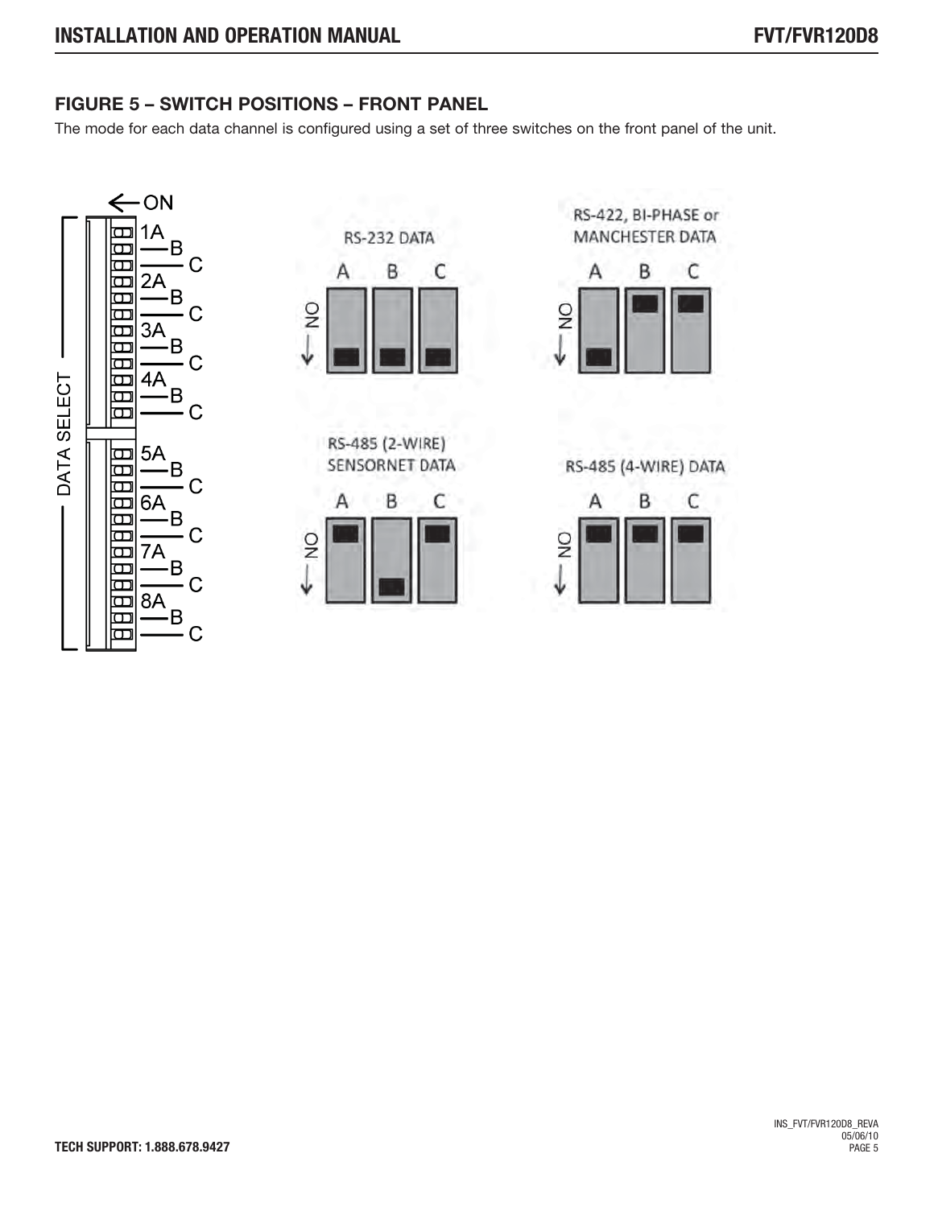## FIGURE 5 – SWITCH POSITIONS – FRONT PANEL

The mode for each data channel is configured using a set of three switches on the front panel of the unit.

DATA SELECT

← ON

1A, B, C
2A, B, C
3A, B, C
4A, B, C
5A, B, C
6A, B, C
7A, B, C
8A, B, C

RS-232 DATA

A B C

RS-422, BI-PHASE or MANCHESTER DATA

A B C

RS-485 (2-WIRE) SENSORNET DATA

A B C

RS-485 (4-WIRE) DATA

A B C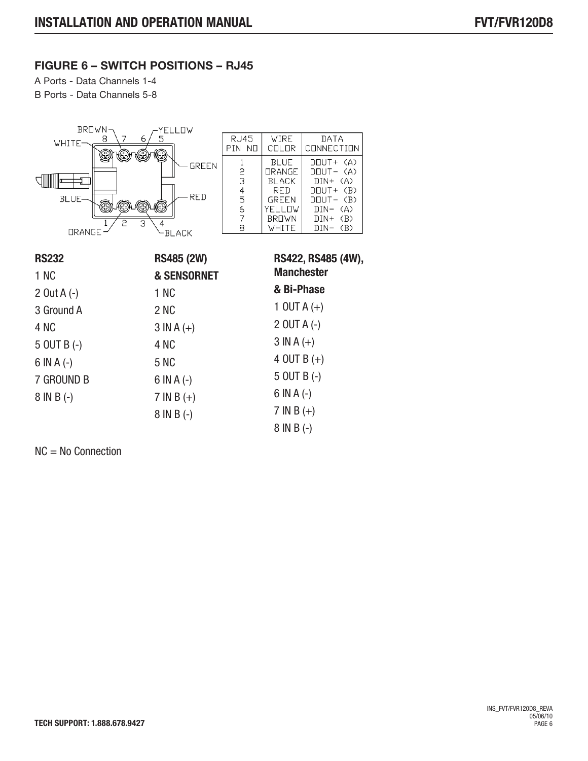## FIGURE 6 – SWITCH POSITIONS – RJ45

A Ports - Data Channels 1-4

B Ports - Data Channels 5-8

| RJ45 PIN NO | WIRE COLOR | DATA CONNECTION |
|---|---|---|
| 1 | BLUE | DOUT+ (A) |
| 2 | ORANGE | DOUT- (A) |
| 3 | BLACK | DIN+ (A) |
| 4 | RED | DOUT+ (B) |
| 5 | GREEN | DOUT- (B) |
| 6 | YELLOW | DIN- (A) |
| 7 | BROWN | DIN+ (B) |
| 8 | WHITE | DIN- (B) |

**RS232**

1 NC

2 Out A (-)

3 Ground A

4 NC

5 OUT B (-)

6 IN A (-)

7 GROUND B

8 IN B (-)

**RS485 (2W) & SENSORNET**

1 NC

2 NC

3 IN A (+)

4 NC

5 NC

6 IN A (-)

7 IN B (+)

8 IN B (-)

**RS422, RS485 (4W), Manchester & Bi-Phase**

1 OUT A (+)

2 OUT A (-)

3 IN A (+)

4 OUT B (+)

5 OUT B (-)

6 IN A (-)

7 IN B (+)

8 IN B (-)

NC = No Connection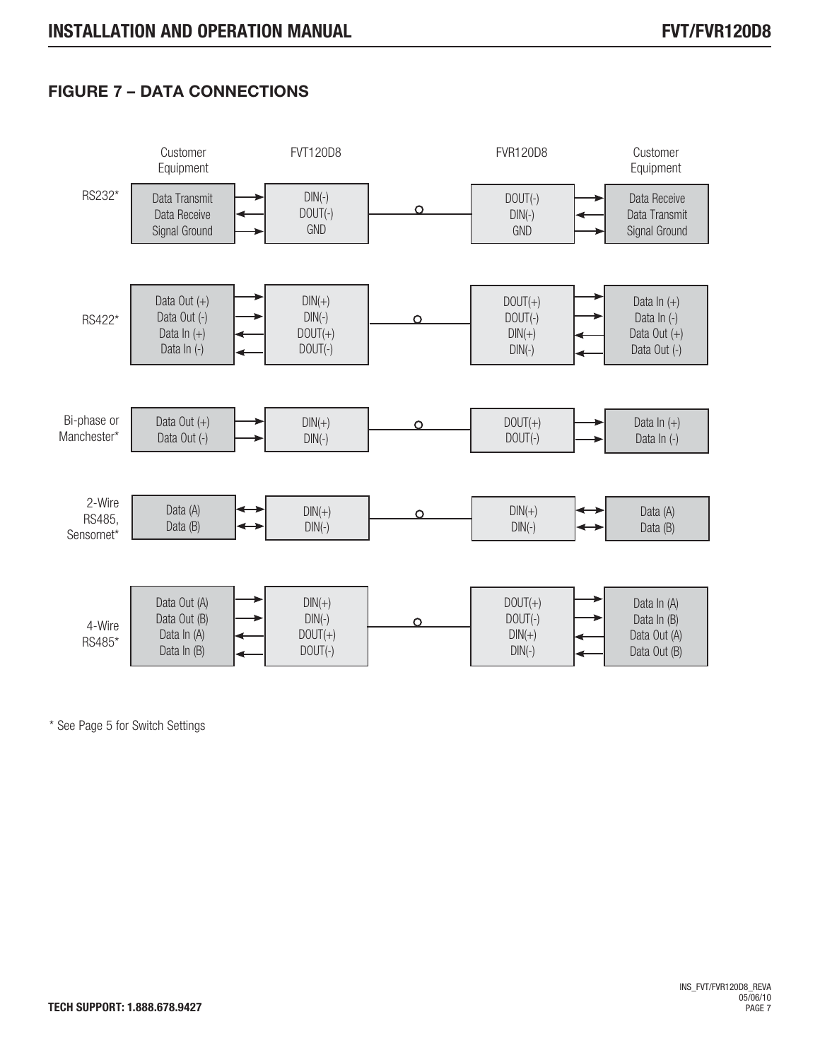## FIGURE 7 – DATA CONNECTIONS

| | Customer Equipment | | FVT120D8 | | FVR120D8 | | Customer Equipment |
|---|---|---|---|---|---|---|---|
| RS232* | Data Transmit<br>Data Receive<br>Signal Ground | →<br>←<br>→ | DIN(-)<br>DOUT(-)<br>GND | ○ | DOUT(-)<br>DIN(-)<br>GND | →<br>←<br>→ | Data Receive<br>Data Transmit<br>Signal Ground |
| RS422* | Data Out (+)<br>Data Out (-)<br>Data In (+)<br>Data In (-) | →<br>→<br>←<br>← | DIN(+)<br>DIN(-)<br>DOUT(+)<br>DOUT(-) | ○ | DOUT(+)<br>DOUT(-)<br>DIN(+)<br>DIN(-) | →<br>→<br>←<br>← | Data In (+)<br>Data In (-)<br>Data Out (+)<br>Data Out (-) |
| Bi-phase or Manchester* | Data Out (+)<br>Data Out (-) | →<br>→ | DIN(+)<br>DIN(-) | ○ | DOUT(+)<br>DOUT(-) | →<br>→ | Data In (+)<br>Data In (-) |
| 2-Wire RS485, Sensornet* | Data (A)<br>Data (B) | ↔<br>↔ | DIN(+)<br>DIN(-) | ○ | DIN(+)<br>DIN(-) | ↔<br>↔ | Data (A)<br>Data (B) |
| 4-Wire RS485* | Data Out (A)<br>Data Out (B)<br>Data In (A)<br>Data In (B) | →<br>→<br>←<br>← | DIN(+)<br>DIN(-)<br>DOUT(+)<br>DOUT(-) | ○ | DOUT(+)<br>DOUT(-)<br>DIN(+)<br>DIN(-) | →<br>→<br>←<br>← | Data In (A)<br>Data In (B)<br>Data Out (A)<br>Data Out (B) |

* See Page 5 for Switch Settings

**TECH SUPPORT: 1.888.678.9427**

INS_FVT/FVR120D8_REVA
05/06/10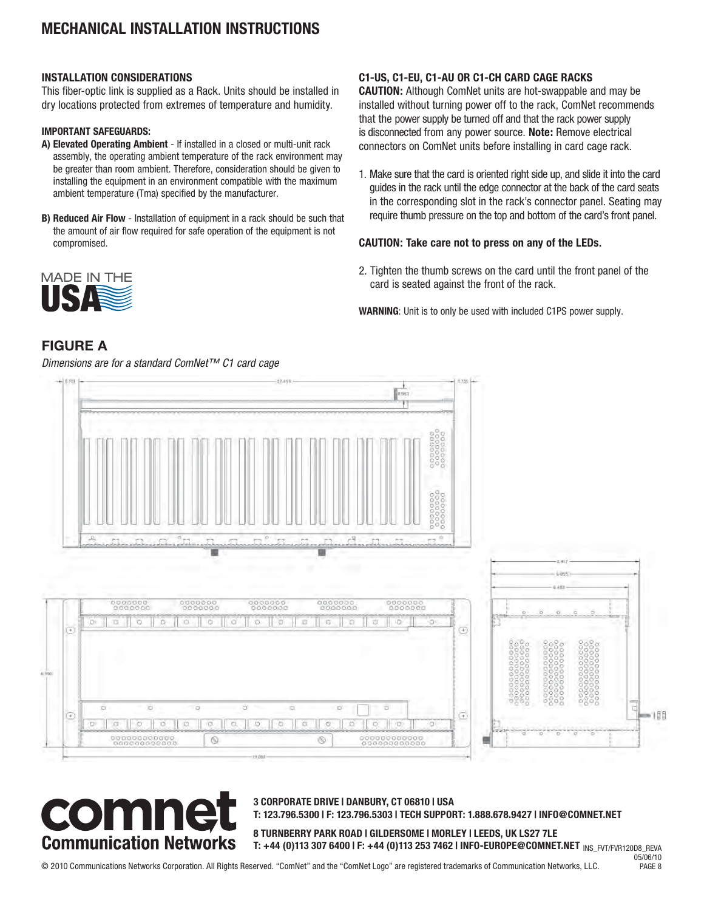# MECHANICAL INSTALLATION INSTRUCTIONS

### INSTALLATION CONSIDERATIONS

This fiber-optic link is supplied as a Rack. Units should be installed in dry locations protected from extremes of temperature and humidity.

#### IMPORTANT SAFEGUARDS:

A) **Elevated Operating Ambient** - If installed in a closed or multi-unit rack assembly, the operating ambient temperature of the rack environment may be greater than room ambient. Therefore, consideration should be given to installing the equipment in an environment compatible with the maximum ambient temperature (Tma) specified by the manufacturer.

B) **Reduced Air Flow** - Installation of equipment in a rack should be such that the amount of air flow required for safe operation of the equipment is not compromised.

MADE IN THE USA

### C1-US, C1-EU, C1-AU OR C1-CH CARD CAGE RACKS

**CAUTION:** Although ComNet units are hot-swappable and may be installed without turning power off to the rack, ComNet recommends that the power supply be turned off and that the rack power supply is disconnected from any power source. **Note:** Remove electrical connectors on ComNet units before installing in card cage rack.

1. Make sure that the card is oriented right side up, and slide it into the card guides in the rack until the edge connector at the back of the card seats in the corresponding slot in the rack's connector panel. Seating may require thumb pressure on the top and bottom of the card's front panel.

**CAUTION: Take care not to press on any of the LEDs.**

2. Tighten the thumb screws on the card until the front panel of the card is seated against the front of the rack.

**WARNING**: Unit is to only be used with included C1PS power supply.

## FIGURE A

*Dimensions are for a standard ComNet™ C1 card cage*

0.701
17.499
0.701
0.563
6.917
6.855
6.402
6.900
19.000

**3 CORPORATE DRIVE | DANBURY, CT 06810 | USA**
**T: 123.796.5300 | F: 123.796.5303 | TECH SUPPORT: 1.888.678.9427 | INFO@COMNET.NET**

**8 TURNBERRY PARK ROAD | GILDERSOME | MORLEY | LEEDS, UK LS27 7LE**
**T: +44 (0)113 307 6400 | F: +44 (0)113 253 7462 | INFO-EUROPE@COMNET.NET**

INS_FVT/FVR120D8_REVA
05/06/10

© 2010 Communications Networks Corporation. All Rights Reserved. "ComNet" and the "ComNet Logo" are registered trademarks of Communication Networks, LLC.